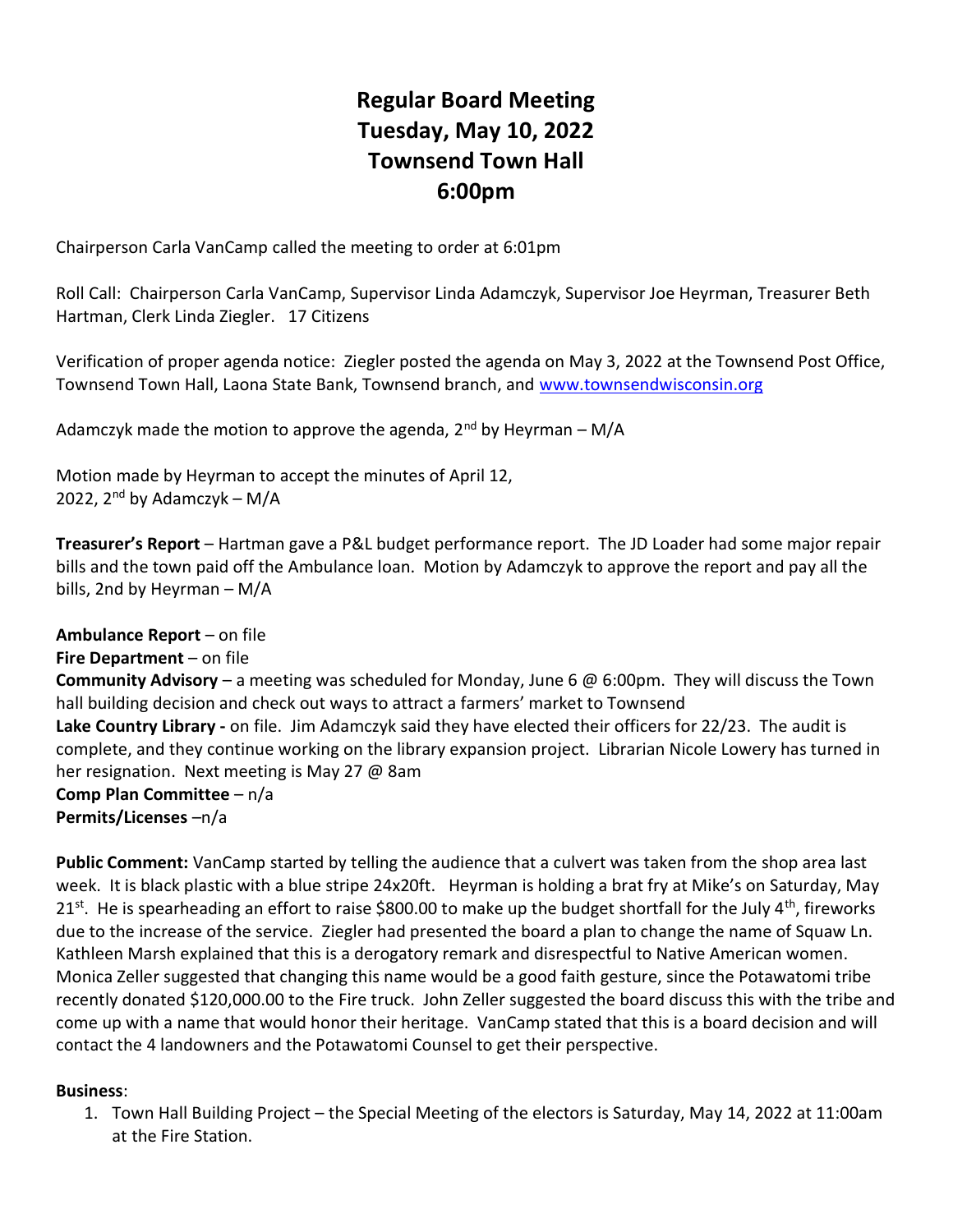# Regular Board Meeting
# Tuesday, May 10, 2022
# Townsend Town Hall
# 6:00pm

Chairperson Carla VanCamp called the meeting to order at 6:01pm

Roll Call: Chairperson Carla VanCamp, Supervisor Linda Adamczyk, Supervisor Joe Heyrman, Treasurer Beth Hartman, Clerk Linda Ziegler. 17 Citizens

Verification of proper agenda notice: Ziegler posted the agenda on May 3, 2022 at the Townsend Post Office, Townsend Town Hall, Laona State Bank, Townsend branch, and www.townsendwisconsin.org

Adamczyk made the motion to approve the agenda, 2nd by Heyrman – M/A

Motion made by Heyrman to accept the minutes of April 12, 2022, 2nd by Adamczyk – M/A

**Treasurer's Report** – Hartman gave a P&L budget performance report. The JD Loader had some major repair bills and the town paid off the Ambulance loan. Motion by Adamczyk to approve the report and pay all the bills, 2nd by Heyrman – M/A

**Ambulance Report** – on file

**Fire Department** – on file

**Community Advisory** – a meeting was scheduled for Monday, June 6 @ 6:00pm. They will discuss the Town hall building decision and check out ways to attract a farmers' market to Townsend

**Lake Country Library -** on file. Jim Adamczyk said they have elected their officers for 22/23. The audit is complete, and they continue working on the library expansion project. Librarian Nicole Lowery has turned in her resignation. Next meeting is May 27 @ 8am

**Comp Plan Committee** – n/a

**Permits/Licenses** –n/a

**Public Comment:** VanCamp started by telling the audience that a culvert was taken from the shop area last week. It is black plastic with a blue stripe 24x20ft. Heyrman is holding a brat fry at Mike's on Saturday, May 21st. He is spearheading an effort to raise $800.00 to make up the budget shortfall for the July 4th, fireworks due to the increase of the service. Ziegler had presented the board a plan to change the name of Squaw Ln. Kathleen Marsh explained that this is a derogatory remark and disrespectful to Native American women. Monica Zeller suggested that changing this name would be a good faith gesture, since the Potawatomi tribe recently donated $120,000.00 to the Fire truck. John Zeller suggested the board discuss this with the tribe and come up with a name that would honor their heritage. VanCamp stated that this is a board decision and will contact the 4 landowners and the Potawatomi Counsel to get their perspective.

**Business**:

1. Town Hall Building Project – the Special Meeting of the electors is Saturday, May 14, 2022 at 11:00am at the Fire Station.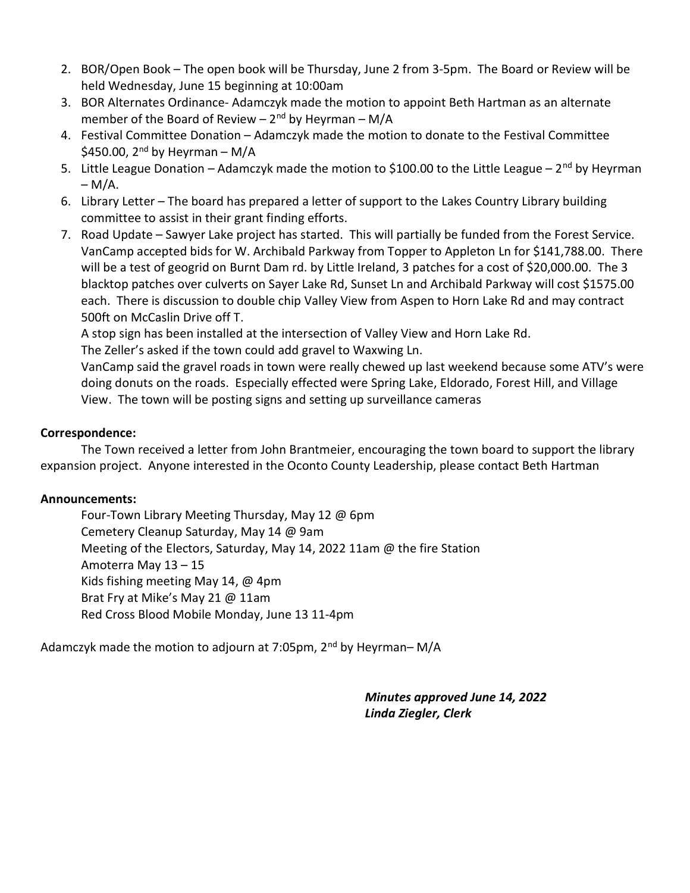2. BOR/Open Book – The open book will be Thursday, June 2 from 3-5pm. The Board or Review will be held Wednesday, June 15 beginning at 10:00am
3. BOR Alternates Ordinance- Adamczyk made the motion to appoint Beth Hartman as an alternate member of the Board of Review – 2nd by Heyrman – M/A
4. Festival Committee Donation – Adamczyk made the motion to donate to the Festival Committee $450.00, 2nd by Heyrman – M/A
5. Little League Donation – Adamczyk made the motion to $100.00 to the Little League – 2nd by Heyrman – M/A.
6. Library Letter – The board has prepared a letter of support to the Lakes Country Library building committee to assist in their grant finding efforts.
7. Road Update – Sawyer Lake project has started. This will partially be funded from the Forest Service. VanCamp accepted bids for W. Archibald Parkway from Topper to Appleton Ln for $141,788.00. There will be a test of geogrid on Burnt Dam rd. by Little Ireland, 3 patches for a cost of $20,000.00. The 3 blacktop patches over culverts on Sayer Lake Rd, Sunset Ln and Archibald Parkway will cost $1575.00 each. There is discussion to double chip Valley View from Aspen to Horn Lake Rd and may contract 500ft on McCaslin Drive off T.

   A stop sign has been installed at the intersection of Valley View and Horn Lake Rd.

   The Zeller's asked if the town could add gravel to Waxwing Ln.

   VanCamp said the gravel roads in town were really chewed up last weekend because some ATV's were doing donuts on the roads. Especially effected were Spring Lake, Eldorado, Forest Hill, and Village View. The town will be posting signs and setting up surveillance cameras

**Correspondence:**

The Town received a letter from John Brantmeier, encouraging the town board to support the library expansion project. Anyone interested in the Oconto County Leadership, please contact Beth Hartman

**Announcements:**

Four-Town Library Meeting Thursday, May 12 @ 6pm
Cemetery Cleanup Saturday, May 14 @ 9am
Meeting of the Electors, Saturday, May 14, 2022 11am @ the fire Station
Amoterra May 13 – 15
Kids fishing meeting May 14, @ 4pm
Brat Fry at Mike's May 21 @ 11am
Red Cross Blood Mobile Monday, June 13 11-4pm

Adamczyk made the motion to adjourn at 7:05pm, 2nd by Heyrman– M/A

***Minutes approved June 14, 2022***
***Linda Ziegler, Clerk***